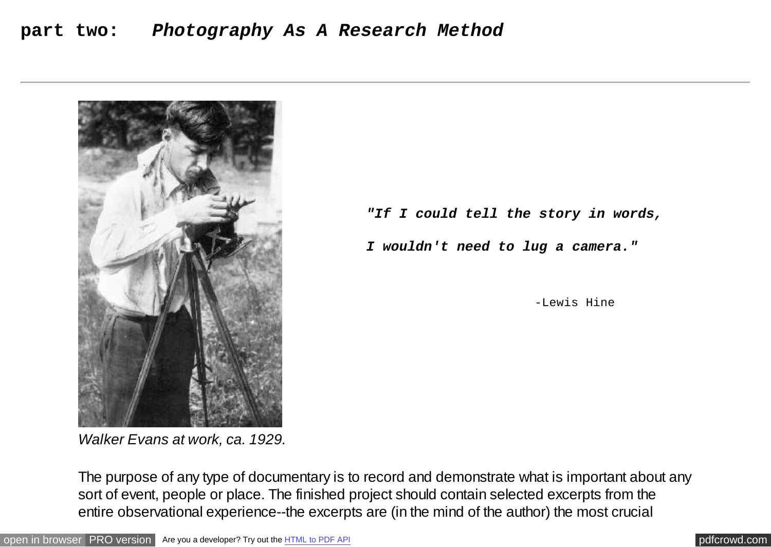# part two: *Photography As A Research Method*

Walker Evans at work, ca. 1929.

***"If I could tell the story in words,***

***I wouldn't need to lug a camera."***

-Lewis Hine

The purpose of any type of documentary is to record and demonstrate what is important about any sort of event, people or place. The finished project should contain selected excerpts from the entire observational experience--the excerpts are (in the mind of the author) the most crucial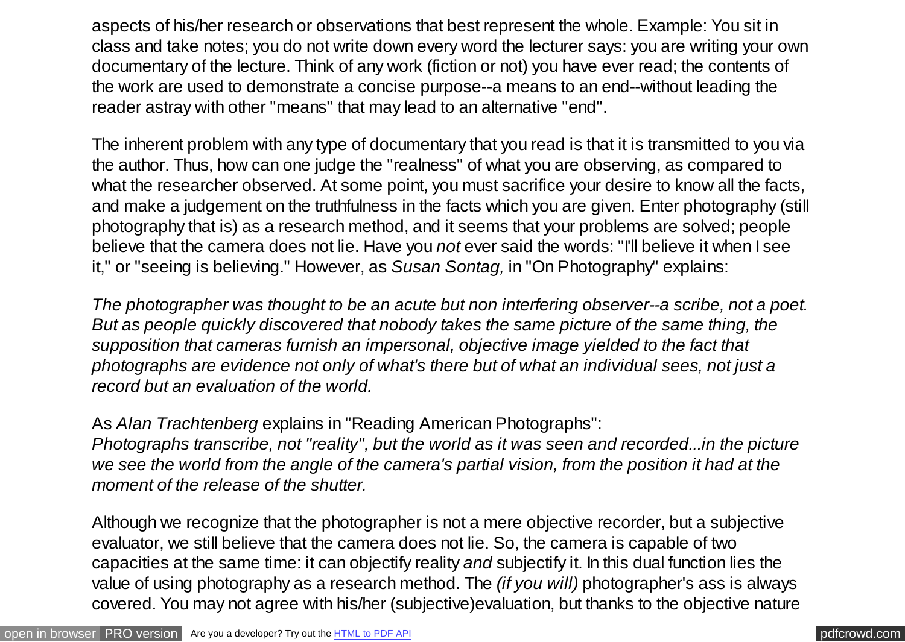aspects of his/her research or observations that best represent the whole. Example: You sit in class and take notes; you do not write down every word the lecturer says: you are writing your own documentary of the lecture. Think of any work (fiction or not) you have ever read; the contents of the work are used to demonstrate a concise purpose--a means to an end--without leading the reader astray with other "means" that may lead to an alternative "end".

The inherent problem with any type of documentary that you read is that it is transmitted to you via the author. Thus, how can one judge the "realness" of what you are observing, as compared to what the researcher observed. At some point, you must sacrifice your desire to know all the facts, and make a judgement on the truthfulness in the facts which you are given. Enter photography (still photography that is) as a research method, and it seems that your problems are solved; people believe that the camera does not lie. Have you *not* ever said the words: "I'll believe it when I see it," or "seeing is believing." However, as *Susan Sontag,* in "On Photography" explains:

*The photographer was thought to be an acute but non interfering observer--a scribe, not a poet. But as people quickly discovered that nobody takes the same picture of the same thing, the supposition that cameras furnish an impersonal, objective image yielded to the fact that photographs are evidence not only of what's there but of what an individual sees, not just a record but an evaluation of the world.*

As *Alan Trachtenberg* explains in "Reading American Photographs":
*Photographs transcribe, not "reality", but the world as it was seen and recorded...in the picture we see the world from the angle of the camera's partial vision, from the position it had at the moment of the release of the shutter.*

Although we recognize that the photographer is not a mere objective recorder, but a subjective evaluator, we still believe that the camera does not lie. So, the camera is capable of two capacities at the same time: it can objectify reality *and* subjectify it. In this dual function lies the value of using photography as a research method. The *(if you will)* photographer's ass is always covered. You may not agree with his/her (subjective)evaluation, but thanks to the objective nature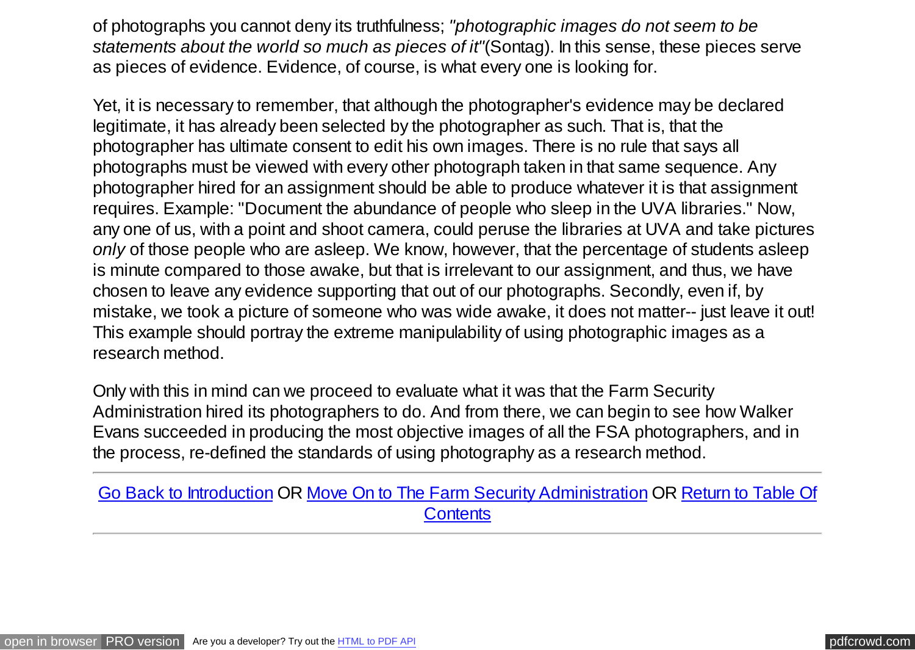of photographs you cannot deny its truthfulness; *"photographic images do not seem to be statements about the world so much as pieces of it"*(Sontag). In this sense, these pieces serve as pieces of evidence. Evidence, of course, is what every one is looking for.

Yet, it is necessary to remember, that although the photographer's evidence may be declared legitimate, it has already been selected by the photographer as such. That is, that the photographer has ultimate consent to edit his own images. There is no rule that says all photographs must be viewed with every other photograph taken in that same sequence. Any photographer hired for an assignment should be able to produce whatever it is that assignment requires. Example: "Document the abundance of people who sleep in the UVA libraries." Now, any one of us, with a point and shoot camera, could peruse the libraries at UVA and take pictures *only* of those people who are asleep. We know, however, that the percentage of students asleep is minute compared to those awake, but that is irrelevant to our assignment, and thus, we have chosen to leave any evidence supporting that out of our photographs. Secondly, even if, by mistake, we took a picture of someone who was wide awake, it does not matter-- just leave it out! This example should portray the extreme manipulability of using photographic images as a research method.

Only with this in mind can we proceed to evaluate what it was that the Farm Security Administration hired its photographers to do. And from there, we can begin to see how Walker Evans succeeded in producing the most objective images of all the FSA photographers, and in the process, re-defined the standards of using photography as a research method.

---

Go Back to Introduction OR Move On to The Farm Security Administration OR Return to Table Of Contents

---